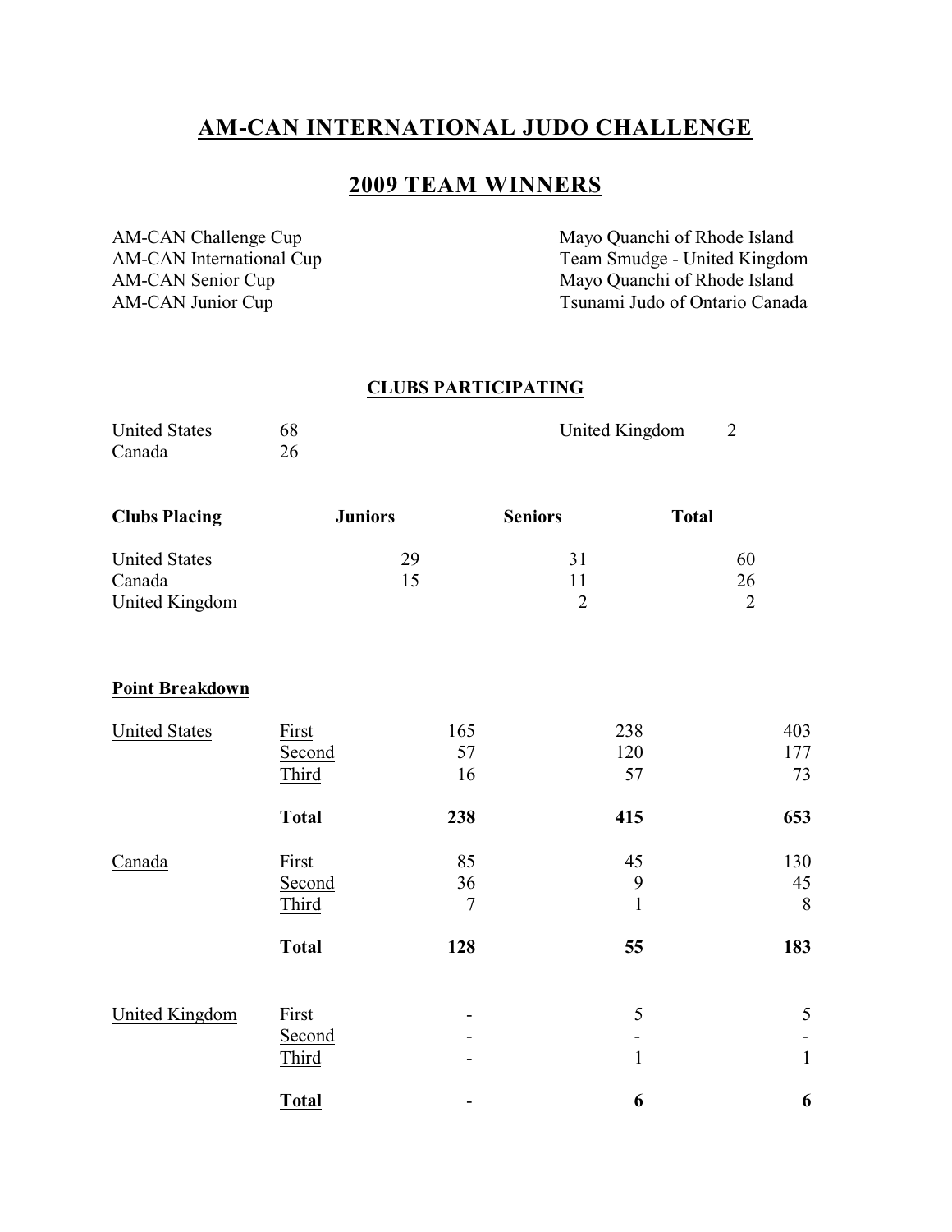# AM-CAN INTERNATIONAL JUDO CHALLENGE

## 2009 TEAM WINNERS

| | |
|---|---|
| AM-CAN Challenge Cup | Mayo Quanchi of Rhode Island |
| AM-CAN International Cup | Team Smudge - United Kingdom |
| AM-CAN Senior Cup | Mayo Quanchi of Rhode Island |
| AM-CAN Junior Cup | Tsunami Judo of Ontario Canada |

### CLUBS PARTICIPATING

| | |
|---|---|
| United States | 68 |
| Canada | 26 |
| United Kingdom | 2 |

| **Clubs Placing** | **Juniors** | **Seniors** | **Total** |
|---|---|---|---|
| United States | 29 | 31 | 60 |
| Canada | 15 | 11 | 26 |
| United Kingdom | | 2 | 2 |

**Point Breakdown**

| | | | | |
|---|---|---|---|---|
| United States | First | 165 | 238 | 403 |
| | Second | 57 | 120 | 177 |
| | Third | 16 | 57 | 73 |
| | **Total** | **238** | **415** | **653** |
| Canada | First | 85 | 45 | 130 |
| | Second | 36 | 9 | 45 |
| | Third | 7 | 1 | 8 |
| | **Total** | **128** | **55** | **183** |
| United Kingdom | First | - | 5 | 5 |
| | Second | - | - | - |
| | Third | - | 1 | 1 |
| | **Total** | - | **6** | **6** |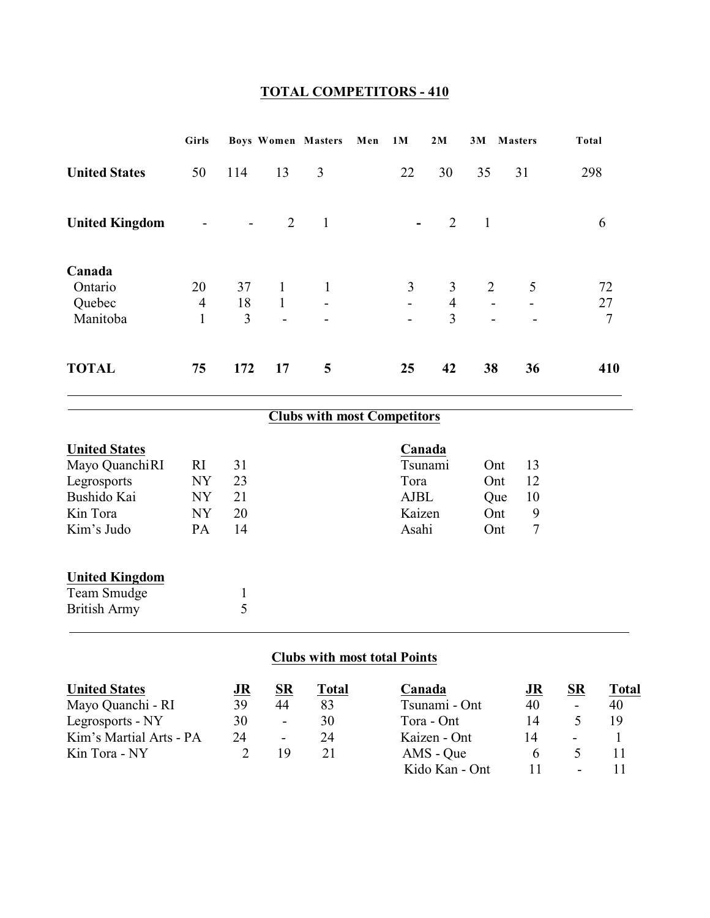## TOTAL COMPETITORS - 410

| | Girls | Boys | Women | Masters | Men | 1M | 2M | 3M | Masters | Total |
|---|---|---|---|---|---|---|---|---|---|---|
| **United States** | 50 | 114 | 13 | 3 | | 22 | 30 | 35 | 31 | 298 |
| **United Kingdom** | - | - | 2 | 1 | | - | 2 | 1 | | 6 |
| **Canada** | | | | | | | | | | |
| Ontario | 20 | 37 | 1 | 1 | | 3 | 3 | 2 | 5 | 72 |
| Quebec | 4 | 18 | 1 | - | | - | 4 | - | - | 27 |
| Manitoba | 1 | 3 | - | - | | - | 3 | - | - | 7 |
| **TOTAL** | **75** | **172** | **17** | **5** | | **25** | **42** | **38** | **36** | **410** |

## Clubs with most Competitors

| **United States** | | |
|---|---|---|
| Mayo QuanchiRI | RI | 31 |
| Legrosports | NY | 23 |
| Bushido Kai | NY | 21 |
| Kin Tora | NY | 20 |
| Kim's Judo | PA | 14 |

| **Canada** | | |
|---|---|---|
| Tsunami | Ont | 13 |
| Tora | Ont | 12 |
| AJBL | Que | 10 |
| Kaizen | Ont | 9 |
| Asahi | Ont | 7 |

| **United Kingdom** | |
|---|---|
| Team Smudge | 1 |
| British Army | 5 |

## Clubs with most total Points

| **United States** | **JR** | **SR** | **Total** |
|---|---|---|---|
| Mayo Quanchi - RI | 39 | 44 | 83 |
| Legrosports - NY | 30 | - | 30 |
| Kim's Martial Arts - PA | 24 | - | 24 |
| Kin Tora - NY | 2 | 19 | 21 |

| **Canada** | **JR** | **SR** | **Total** |
|---|---|---|---|
| Tsunami - Ont | 40 | - | 40 |
| Tora - Ont | 14 | 5 | 19 |
| Kaizen - Ont | 14 | - | 1 |
| AMS - Que | 6 | 5 | 11 |
| Kido Kan - Ont | 11 | - | 11 |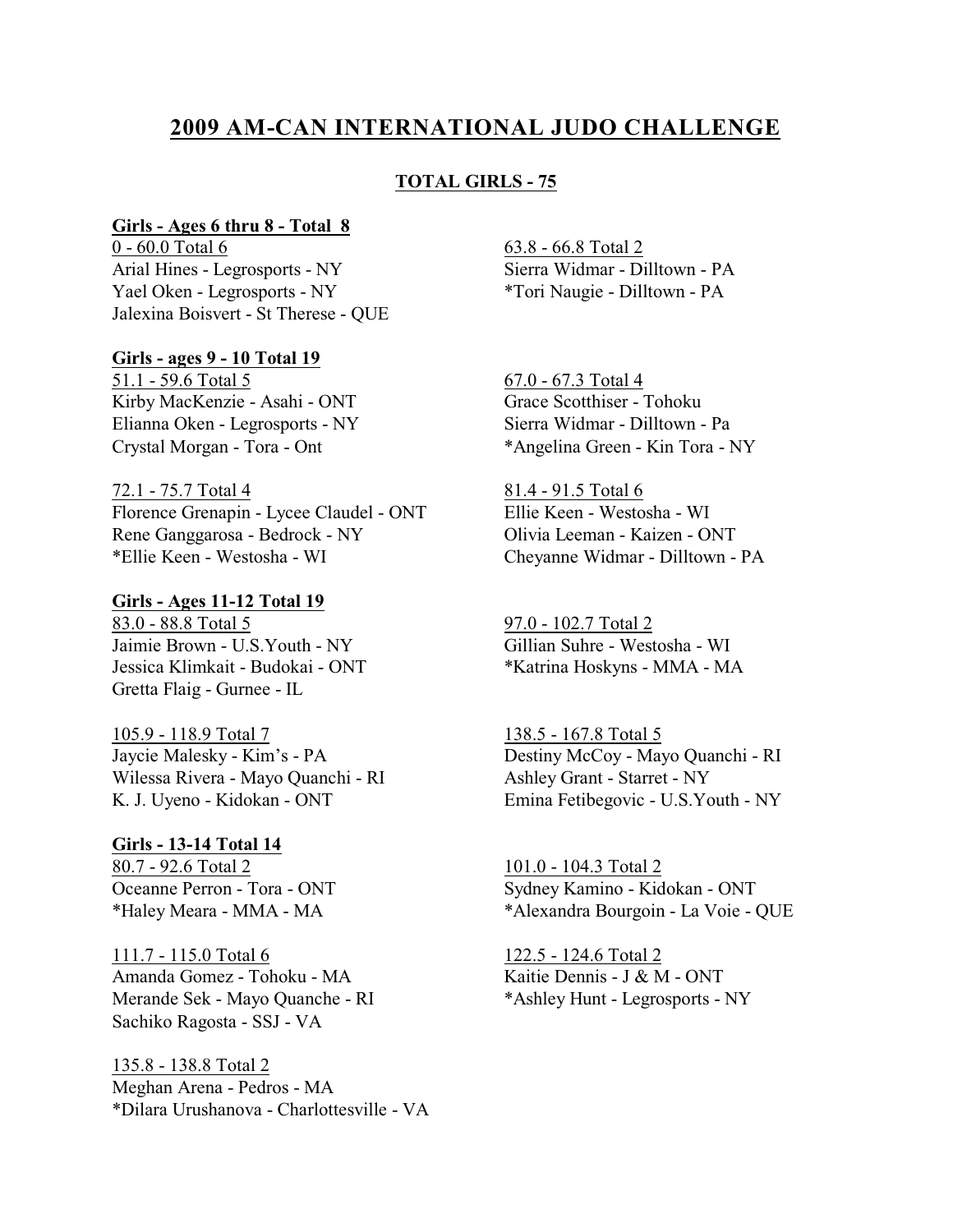# 2009 AM-CAN INTERNATIONAL JUDO CHALLENGE

## TOTAL GIRLS - 75

### Girls - Ages 6 thru 8 - Total 8

0 - 60.0 Total 6
Arial Hines - Legrosports - NY
Yael Oken - Legrosports - NY
Jalexina Boisvert - St Therese - QUE

63.8 - 66.8 Total 2
Sierra Widmar - Dilltown - PA
*Tori Naugie - Dilltown - PA

### Girls - ages 9 - 10 Total 19

51.1 - 59.6 Total 5
Kirby MacKenzie - Asahi - ONT
Elianna Oken - Legrosports - NY
Crystal Morgan - Tora - Ont

67.0 - 67.3 Total 4
Grace Scotthiser - Tohoku
Sierra Widmar - Dilltown - Pa
*Angelina Green - Kin Tora - NY

72.1 - 75.7 Total 4
Florence Grenapin - Lycee Claudel - ONT
Rene Ganggarosa - Bedrock - NY
*Ellie Keen - Westosha - WI

81.4 - 91.5 Total 6
Ellie Keen - Westosha - WI
Olivia Leeman - Kaizen - ONT
Cheyanne Widmar - Dilltown - PA

### Girls - Ages 11-12 Total 19

83.0 - 88.8 Total 5
Jaimie Brown - U.S.Youth - NY
Jessica Klimkait - Budokai - ONT
Gretta Flaig - Gurnee - IL

97.0 - 102.7 Total 2
Gillian Suhre - Westosha - WI
*Katrina Hoskyns - MMA - MA

105.9 - 118.9 Total 7
Jaycie Malesky - Kim's - PA
Wilessa Rivera - Mayo Quanchi - RI
K. J. Uyeno - Kidokan - ONT

138.5 - 167.8 Total 5
Destiny McCoy - Mayo Quanchi - RI
Ashley Grant - Starret - NY
Emina Fetibegovic - U.S.Youth - NY

### Girls - 13-14 Total 14

80.7 - 92.6 Total 2
Oceanne Perron - Tora - ONT
*Haley Meara - MMA - MA

101.0 - 104.3 Total 2
Sydney Kamino - Kidokan - ONT
*Alexandra Bourgoin - La Voie - QUE

111.7 - 115.0 Total 6
Amanda Gomez - Tohoku - MA
Merande Sek - Mayo Quanche - RI
Sachiko Ragosta - SSJ - VA

122.5 - 124.6 Total 2
Kaitie Dennis - J & M - ONT
*Ashley Hunt - Legrosports - NY

135.8 - 138.8 Total 2
Meghan Arena - Pedros - MA
*Dilara Urushanova - Charlottesville - VA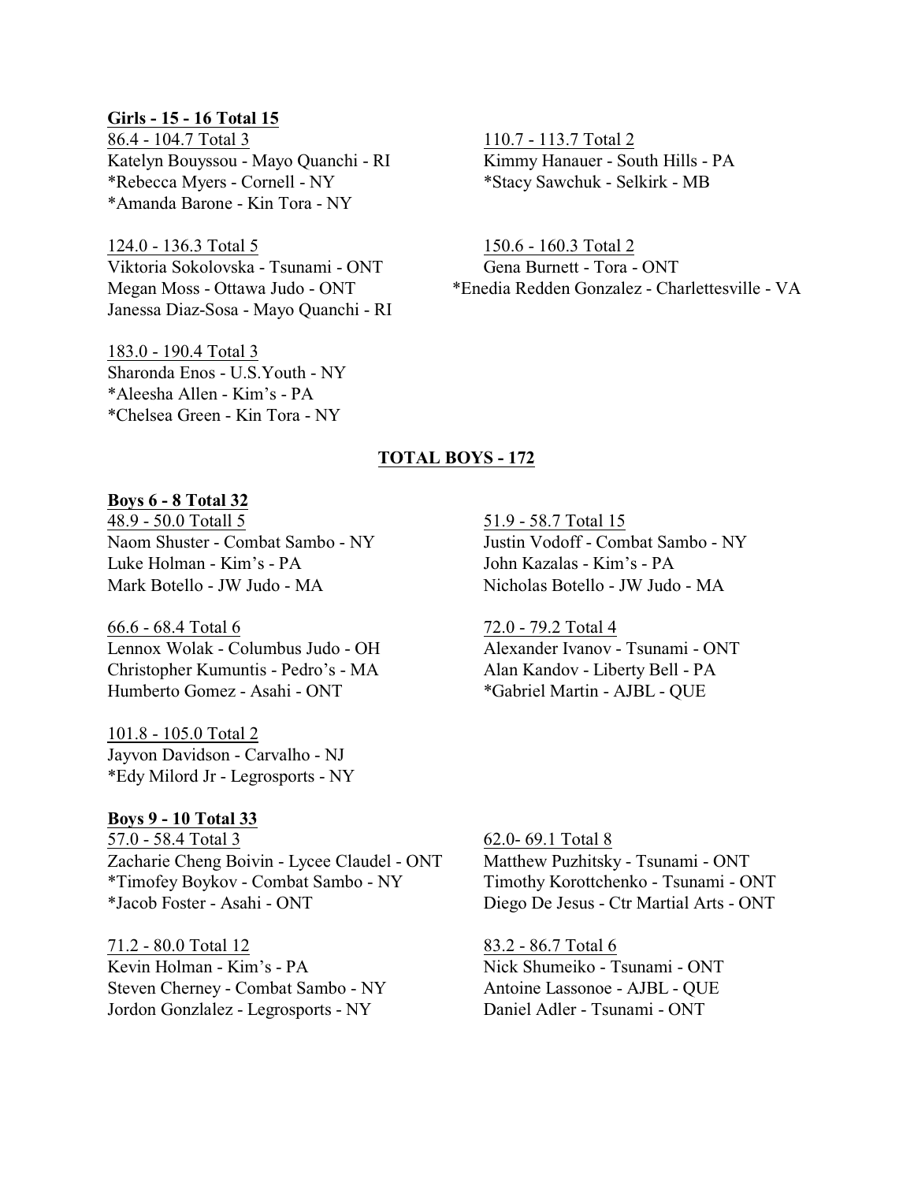**Girls - 15 - 16 Total 15**

86.4 - 104.7 Total 3
Katelyn Bouyssou - Mayo Quanchi - RI
*Rebecca Myers - Cornell - NY
*Amanda Barone - Kin Tora - NY

110.7 - 113.7 Total 2
Kimmy Hanauer - South Hills - PA
*Stacy Sawchuk - Selkirk - MB

124.0 - 136.3 Total 5
Viktoria Sokolovska - Tsunami - ONT
Megan Moss - Ottawa Judo - ONT
Janessa Diaz-Sosa - Mayo Quanchi - RI

150.6 - 160.3 Total 2
Gena Burnett - Tora - ONT
*Enedia Redden Gonzalez - Charlettesville - VA

183.0 - 190.4 Total 3
Sharonda Enos - U.S.Youth - NY
*Aleesha Allen - Kim's - PA
*Chelsea Green - Kin Tora - NY

**TOTAL BOYS - 172**

**Boys 6 - 8 Total 32**

48.9 - 50.0 Totall 5
Naom Shuster - Combat Sambo - NY
Luke Holman - Kim's - PA
Mark Botello - JW Judo - MA

51.9 - 58.7 Total 15
Justin Vodoff - Combat Sambo - NY
John Kazalas - Kim's - PA
Nicholas Botello - JW Judo - MA

66.6 - 68.4 Total 6
Lennox Wolak - Columbus Judo - OH
Christopher Kumuntis - Pedro's - MA
Humberto Gomez - Asahi - ONT

72.0 - 79.2 Total 4
Alexander Ivanov - Tsunami - ONT
Alan Kandov - Liberty Bell - PA
*Gabriel Martin - AJBL - QUE

101.8 - 105.0 Total 2
Jayvon Davidson - Carvalho - NJ
*Edy Milord Jr - Legrosports - NY

**Boys 9 - 10 Total 33**

57.0 - 58.4 Total 3
Zacharie Cheng Boivin - Lycee Claudel - ONT
*Timofey Boykov - Combat Sambo - NY
*Jacob Foster - Asahi - ONT

62.0- 69.1 Total 8
Matthew Puzhitsky - Tsunami - ONT
Timothy Korottchenko - Tsunami - ONT
Diego De Jesus - Ctr Martial Arts - ONT

71.2 - 80.0 Total 12
Kevin Holman - Kim's - PA
Steven Cherney - Combat Sambo - NY
Jordon Gonzlalez - Legrosports - NY

83.2 - 86.7 Total 6
Nick Shumeiko - Tsunami - ONT
Antoine Lassonoe - AJBL - QUE
Daniel Adler - Tsunami - ONT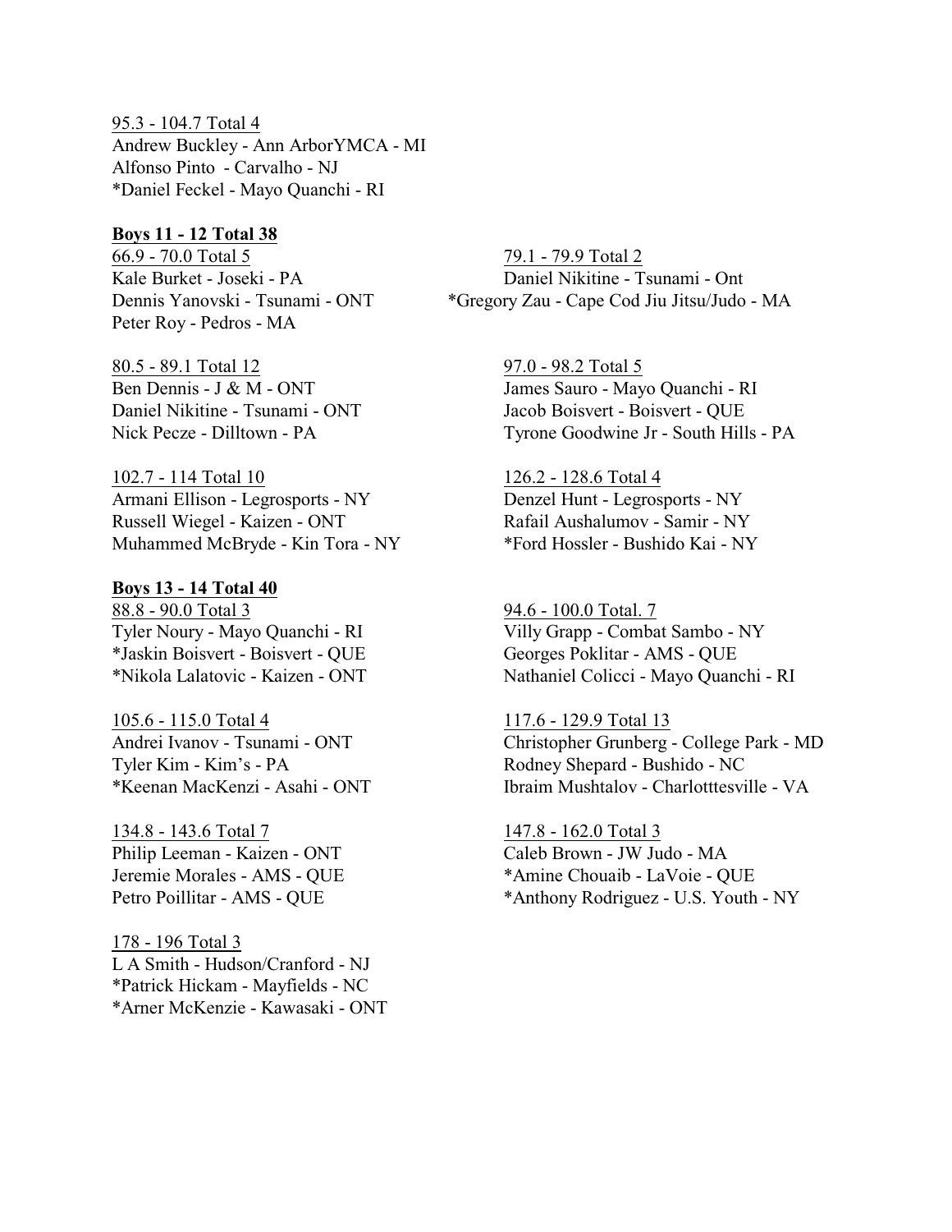95.3 - 104.7 Total 4
Andrew Buckley - Ann ArborYMCA - MI
Alfonso Pinto - Carvalho - NJ
*Daniel Feckel - Mayo Quanchi - RI

**Boys 11 - 12 Total 38**

66.9 - 70.0 Total 5
Kale Burket - Joseki - PA
Dennis Yanovski - Tsunami - ONT
Peter Roy - Pedros - MA

79.1 - 79.9 Total 2
Daniel Nikitine - Tsunami - Ont
*Gregory Zau - Cape Cod Jiu Jitsu/Judo - MA

80.5 - 89.1 Total 12
Ben Dennis - J & M - ONT
Daniel Nikitine - Tsunami - ONT
Nick Pecze - Dilltown - PA

97.0 - 98.2 Total 5
James Sauro - Mayo Quanchi - RI
Jacob Boisvert - Boisvert - QUE
Tyrone Goodwine Jr - South Hills - PA

102.7 - 114 Total 10
Armani Ellison - Legrosports - NY
Russell Wiegel - Kaizen - ONT
Muhammed McBryde - Kin Tora - NY

126.2 - 128.6 Total 4
Denzel Hunt - Legrosports - NY
Rafail Aushalumov - Samir - NY
*Ford Hossler - Bushido Kai - NY

**Boys 13 - 14 Total 40**

88.8 - 90.0 Total 3
Tyler Noury - Mayo Quanchi - RI
*Jaskin Boisvert - Boisvert - QUE
*Nikola Lalatovic - Kaizen - ONT

94.6 - 100.0 Total. 7
Villy Grapp - Combat Sambo - NY
Georges Poklitar - AMS - QUE
Nathaniel Colicci - Mayo Quanchi - RI

105.6 - 115.0 Total 4
Andrei Ivanov - Tsunami - ONT
Tyler Kim - Kim's - PA
*Keenan MacKenzi - Asahi - ONT

117.6 - 129.9 Total 13
Christopher Grunberg - College Park - MD
Rodney Shepard - Bushido - NC
Ibraim Mushtalov - Charlotttesville - VA

134.8 - 143.6 Total 7
Philip Leeman - Kaizen - ONT
Jeremie Morales - AMS - QUE
Petro Poillitar - AMS - QUE

147.8 - 162.0 Total 3
Caleb Brown - JW Judo - MA
*Amine Chouaib - LaVoie - QUE
*Anthony Rodriguez - U.S. Youth - NY

178 - 196 Total 3
L A Smith - Hudson/Cranford - NJ
*Patrick Hickam - Mayfields - NC
*Arner McKenzie - Kawasaki - ONT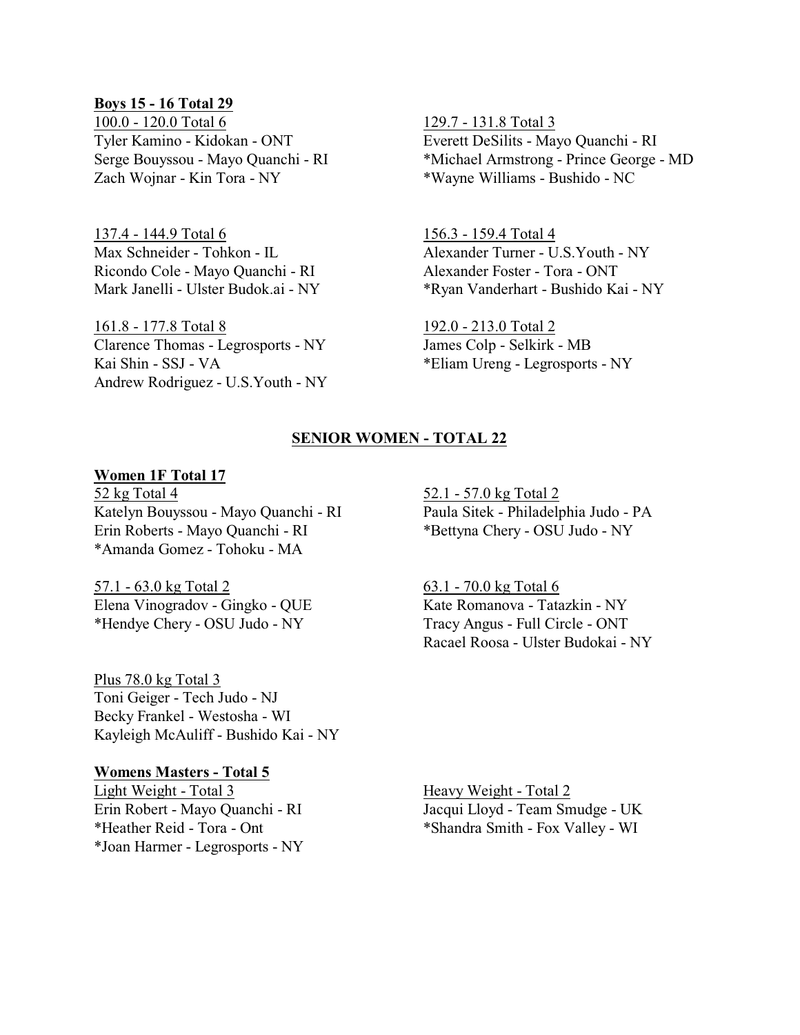**Boys 15 - 16 Total 29**

100.0 - 120.0 Total 6
Tyler Kamino - Kidokan - ONT
Serge Bouyssou - Mayo Quanchi - RI
Zach Wojnar - Kin Tora - NY

129.7 - 131.8 Total 3
Everett DeSilits - Mayo Quanchi - RI
*Michael Armstrong - Prince George - MD
*Wayne Williams - Bushido - NC

137.4 - 144.9 Total 6
Max Schneider - Tohkon - IL
Ricondo Cole - Mayo Quanchi - RI
Mark Janelli - Ulster Budok.ai - NY

156.3 - 159.4 Total 4
Alexander Turner - U.S.Youth - NY
Alexander Foster - Tora - ONT
*Ryan Vanderhart - Bushido Kai - NY

161.8 - 177.8 Total 8
Clarence Thomas - Legrosports - NY
Kai Shin - SSJ - VA
Andrew Rodriguez - U.S.Youth - NY

192.0 - 213.0 Total 2
James Colp - Selkirk - MB
*Eliam Ureng - Legrosports - NY

## SENIOR WOMEN - TOTAL 22

**Women 1F Total 17**

52 kg Total 4
Katelyn Bouyssou - Mayo Quanchi - RI
Erin Roberts - Mayo Quanchi - RI
*Amanda Gomez - Tohoku - MA

52.1 - 57.0 kg Total 2
Paula Sitek - Philadelphia Judo - PA
*Bettyna Chery - OSU Judo - NY

57.1 - 63.0 kg Total 2
Elena Vinogradov - Gingko - QUE
*Hendye Chery - OSU Judo - NY

63.1 - 70.0 kg Total 6
Kate Romanova - Tatazkin - NY
Tracy Angus - Full Circle - ONT
Racael Roosa - Ulster Budokai - NY

Plus 78.0 kg Total 3
Toni Geiger - Tech Judo - NJ
Becky Frankel - Westosha - WI
Kayleigh McAuliff - Bushido Kai - NY

**Womens Masters - Total 5**

Light Weight - Total 3
Erin Robert - Mayo Quanchi - RI
*Heather Reid - Tora - Ont
*Joan Harmer - Legrosports - NY

Heavy Weight - Total 2
Jacqui Lloyd - Team Smudge - UK
*Shandra Smith - Fox Valley - WI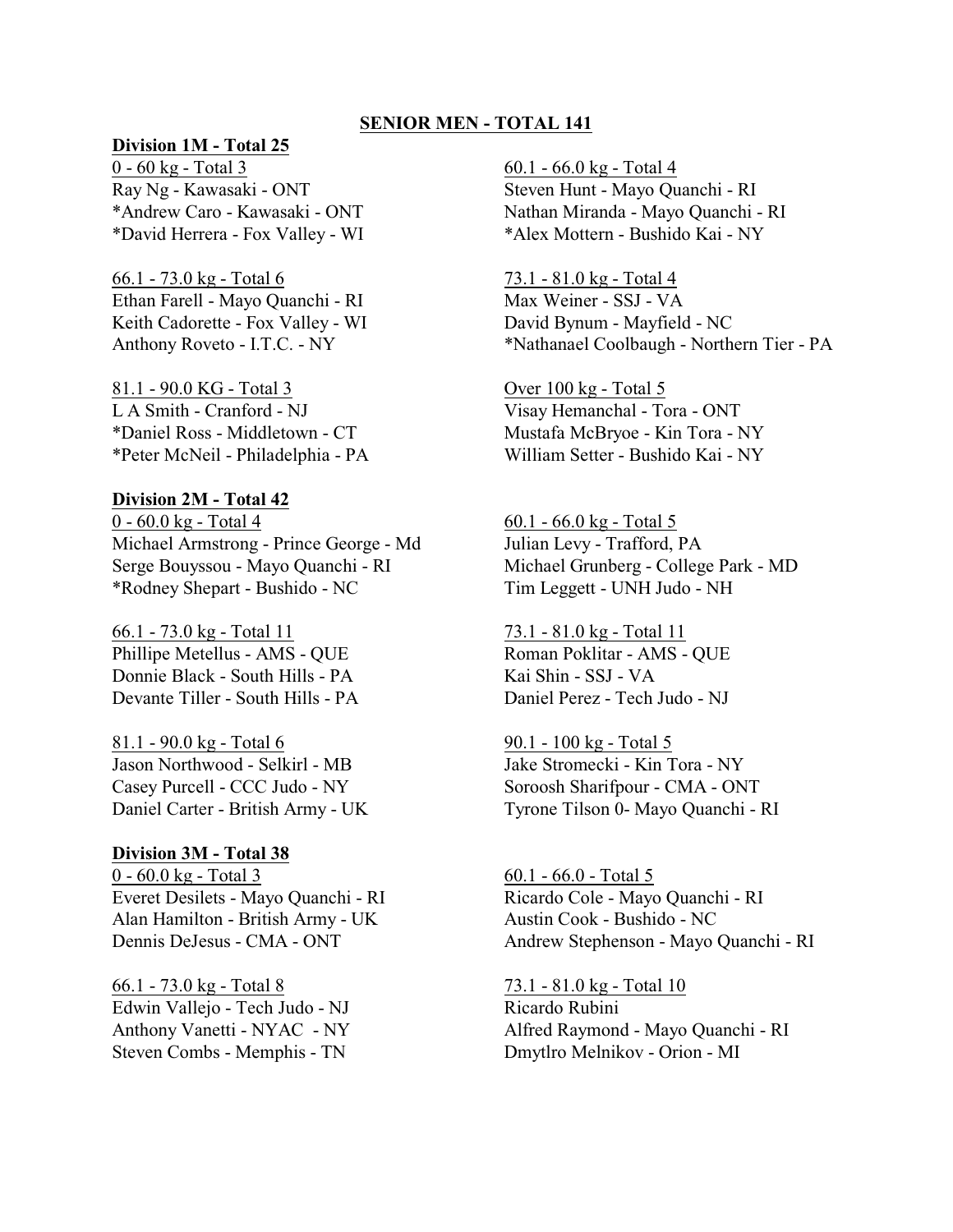## SENIOR MEN - TOTAL 141

### Division 1M - Total 25

0 - 60 kg - Total 3
Ray Ng - Kawasaki - ONT
*Andrew Caro - Kawasaki - ONT
*David Herrera - Fox Valley - WI

60.1 - 66.0 kg - Total 4
Steven Hunt - Mayo Quanchi - RI
Nathan Miranda - Mayo Quanchi - RI
*Alex Mottern - Bushido Kai - NY

66.1 - 73.0 kg - Total 6
Ethan Farell - Mayo Quanchi - RI
Keith Cadorette - Fox Valley - WI
Anthony Roveto - I.T.C. - NY

73.1 - 81.0 kg - Total 4
Max Weiner - SSJ - VA
David Bynum - Mayfield - NC
*Nathanael Coolbaugh - Northern Tier - PA

81.1 - 90.0 KG - Total 3
L A Smith - Cranford - NJ
*Daniel Ross - Middletown - CT
*Peter McNeil - Philadelphia - PA

Over 100 kg - Total 5
Visay Hemanchal - Tora - ONT
Mustafa McBryoe - Kin Tora - NY
William Setter - Bushido Kai - NY

### Division 2M - Total 42

0 - 60.0 kg - Total 4
Michael Armstrong - Prince George - Md
Serge Bouyssou - Mayo Quanchi - RI
*Rodney Shepart - Bushido - NC

60.1 - 66.0 kg - Total 5
Julian Levy - Trafford, PA
Michael Grunberg - College Park - MD
Tim Leggett - UNH Judo - NH

66.1 - 73.0 kg - Total 11
Phillipe Metellus - AMS - QUE
Donnie Black - South Hills - PA
Devante Tiller - South Hills - PA

73.1 - 81.0 kg - Total 11
Roman Poklitar - AMS - QUE
Kai Shin - SSJ - VA
Daniel Perez - Tech Judo - NJ

81.1 - 90.0 kg - Total 6
Jason Northwood - Selkirl - MB
Casey Purcell - CCC Judo - NY
Daniel Carter - British Army - UK

90.1 - 100 kg - Total 5
Jake Stromecki - Kin Tora - NY
Soroosh Sharifpour - CMA - ONT
Tyrone Tilson 0- Mayo Quanchi - RI

### Division 3M - Total 38

0 - 60.0 kg - Total 3
Everet Desilets - Mayo Quanchi - RI
Alan Hamilton - British Army - UK
Dennis DeJesus - CMA - ONT

60.1 - 66.0 - Total 5
Ricardo Cole - Mayo Quanchi - RI
Austin Cook - Bushido - NC
Andrew Stephenson - Mayo Quanchi - RI

66.1 - 73.0 kg - Total 8
Edwin Vallejo - Tech Judo - NJ
Anthony Vanetti - NYAC - NY
Steven Combs - Memphis - TN

73.1 - 81.0 kg - Total 10
Ricardo Rubini
Alfred Raymond - Mayo Quanchi - RI
Dmytlro Melnikov - Orion - MI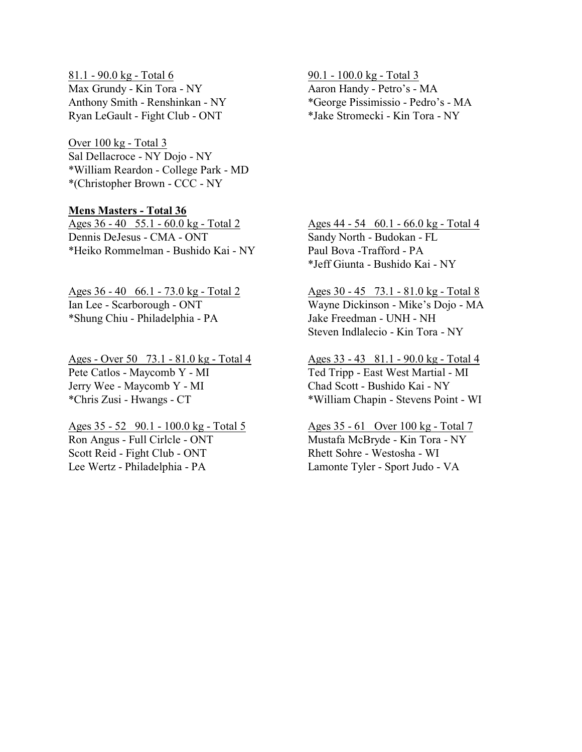81.1 - 90.0 kg - Total 6
Max Grundy - Kin Tora - NY
Anthony Smith - Renshinkan - NY
Ryan LeGault - Fight Club - ONT

90.1 - 100.0 kg - Total 3
Aaron Handy - Petro's - MA
*George Pissimissio - Pedro's - MA
*Jake Stromecki - Kin Tora - NY

Over 100 kg - Total 3
Sal Dellacroce - NY Dojo - NY
*William Reardon - College Park - MD
*(Christopher Brown - CCC - NY

**Mens Masters - Total 36**

Ages 36 - 40   55.1 - 60.0 kg - Total 2
Dennis DeJesus - CMA - ONT
*Heiko Rommelman - Bushido Kai - NY

Ages 44 - 54   60.1 - 66.0 kg - Total 4
Sandy North - Budokan - FL
Paul Bova -Trafford - PA
*Jeff Giunta - Bushido Kai - NY

Ages 36 - 40   66.1 - 73.0 kg - Total 2
Ian Lee - Scarborough - ONT
*Shung Chiu - Philadelphia - PA

Ages 30 - 45   73.1 - 81.0 kg - Total 8
Wayne Dickinson - Mike's Dojo - MA
Jake Freedman - UNH - NH
Steven Indlalecio - Kin Tora - NY

Ages - Over 50   73.1 - 81.0 kg - Total 4
Pete Catlos - Maycomb Y - MI
Jerry Wee - Maycomb Y - MI
*Chris Zusi - Hwangs - CT

Ages 33 - 43   81.1 - 90.0 kg - Total 4
Ted Tripp - East West Martial - MI
Chad Scott - Bushido Kai - NY
*William Chapin - Stevens Point - WI

Ages 35 - 52   90.1 - 100.0 kg - Total 5
Ron Angus - Full Cirlcle - ONT
Scott Reid - Fight Club - ONT
Lee Wertz - Philadelphia - PA

Ages 35 - 61   Over 100 kg - Total 7
Mustafa McBryde - Kin Tora - NY
Rhett Sohre - Westosha - WI
Lamonte Tyler - Sport Judo - VA